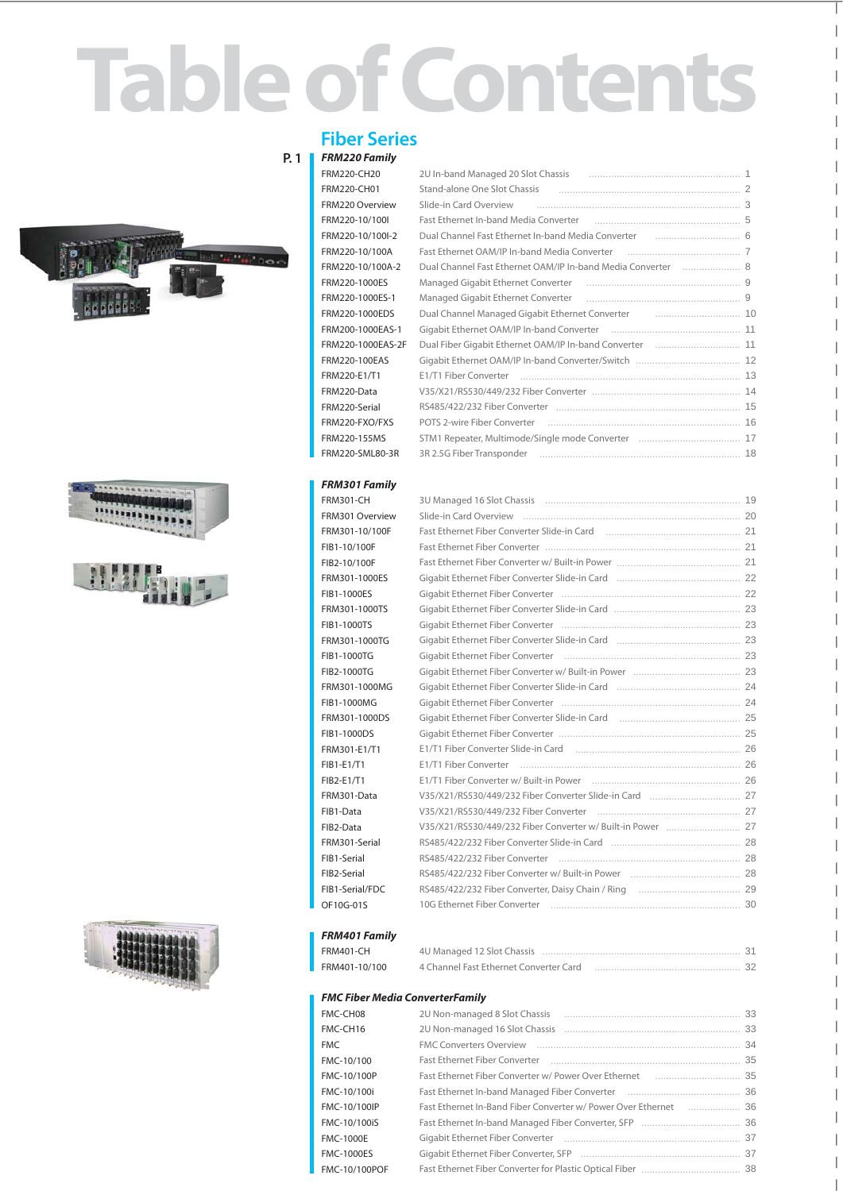# Table of Contents

## Fiber Series

P. 1

### *FRM220 Family*

| Model | Description | Page |
|---|---|---|
| FRM220-CH20 | 2U In-band Managed 20 Slot Chassis | 1 |
| FRM220-CH01 | Stand-alone One Slot Chassis | 2 |
| FRM220 Overview | Slide-in Card Overview | 3 |
| FRM220-10/100I | Fast Ethernet In-band Media Converter | 5 |
| FRM220-10/100I-2 | Dual Channel Fast Ethernet In-band Media Converter | 6 |
| FRM220-10/100A | Fast Ethernet OAM/IP In-band Media Converter | 7 |
| FRM220-10/100A-2 | Dual Channel Fast Ethernet OAM/IP In-band Media Converter | 8 |
| FRM220-1000ES | Managed Gigabit Ethernet Converter | 9 |
| FRM220-1000ES-1 | Managed Gigabit Ethernet Converter | 9 |
| FRM220-1000EDS | Dual Channel Managed Gigabit Ethernet Converter | 10 |
| FRM200-1000EAS-1 | Gigabit Ethernet OAM/IP In-band Converter | 11 |
| FRM220-1000EAS-2F | Dual Fiber Gigabit Ethernet OAM/IP In-band Converter | 11 |
| FRM220-100EAS | Gigabit Ethernet OAM/IP In-band Converter/Switch | 12 |
| FRM220-E1/T1 | E1/T1 Fiber Converter | 13 |
| FRM220-Data | V35/X21/RS530/449/232 Fiber Converter | 14 |
| FRM220-Serial | RS485/422/232 Fiber Converter | 15 |
| FRM220-FXO/FXS | POTS 2-wire Fiber Converter | 16 |
| FRM220-155MS | STM1 Repeater, Multimode/Single mode Converter | 17 |
| FRM220-SML80-3R | 3R 2.5G Fiber Transponder | 18 |

### *FRM301 Family*

| Model | Description | Page |
|---|---|---|
| FRM301-CH | 3U Managed 16 Slot Chassis | 19 |
| FRM301 Overview | Slide-in Card Overview | 20 |
| FRM301-10/100F | Fast Ethernet Fiber Converter Slide-in Card | 21 |
| FIB1-10/100F | Fast Ethernet Fiber Converter | 21 |
| FIB2-10/100F | Fast Ethernet Fiber Converter w/ Built-in Power | 21 |
| FRM301-1000ES | Gigabit Ethernet Fiber Converter Slide-in Card | 22 |
| FIB1-1000ES | Gigabit Ethernet Fiber Converter | 22 |
| FRM301-1000TS | Gigabit Ethernet Fiber Converter Slide-in Card | 23 |
| FIB1-1000TS | Gigabit Ethernet Fiber Converter | 23 |
| FRM301-1000TG | Gigabit Ethernet Fiber Converter Slide-in Card | 23 |
| FIB1-1000TG | Gigabit Ethernet Fiber Converter | 23 |
| FIB2-1000TG | Gigabit Ethernet Fiber Converter w/ Built-in Power | 23 |
| FRM301-1000MG | Gigabit Ethernet Fiber Converter Slide-in Card | 24 |
| FIB1-1000MG | Gigabit Ethernet Fiber Converter | 24 |
| FRM301-1000DS | Gigabit Ethernet Fiber Converter Slide-in Card | 25 |
| FIB1-1000DS | Gigabit Ethernet Fiber Converter | 25 |
| FRM301-E1/T1 | E1/T1 Fiber Converter Slide-in Card | 26 |
| FIB1-E1/T1 | E1/T1 Fiber Converter | 26 |
| FIB2-E1/T1 | E1/T1 Fiber Converter w/ Built-in Power | 26 |
| FRM301-Data | V35/X21/RS530/449/232 Fiber Converter Slide-in Card | 27 |
| FIB1-Data | V35/X21/RS530/449/232 Fiber Converter | 27 |
| FIB2-Data | V35/X21/RS530/449/232 Fiber Converter w/ Built-in Power | 27 |
| FRM301-Serial | RS485/422/232 Fiber Converter Slide-in Card | 28 |
| FIB1-Serial | RS485/422/232 Fiber Converter | 28 |
| FIB2-Serial | RS485/422/232 Fiber Converter w/ Built-in Power | 28 |
| FIB1-Serial/FDC | RS485/422/232 Fiber Converter, Daisy Chain / Ring | 29 |
| OF10G-01S | 10G Ethernet Fiber Converter | 30 |

### *FRM401 Family*

| Model | Description | Page |
|---|---|---|
| FRM401-CH | 4U Managed 12 Slot Chassis | 31 |
| FRM401-10/100 | 4 Channel Fast Ethernet Converter Card | 32 |

### *FMC Fiber Media ConverterFamily*

| Model | Description | Page |
|---|---|---|
| FMC-CH08 | 2U Non-managed 8 Slot Chassis | 33 |
| FMC-CH16 | 2U Non-managed 16 Slot Chassis | 33 |
| FMC | FMC Converters Overview | 34 |
| FMC-10/100 | Fast Ethernet Fiber Converter | 35 |
| FMC-10/100P | Fast Ethernet Fiber Converter w/ Power Over Ethernet | 35 |
| FMC-10/100i | Fast Ethernet In-band Managed Fiber Converter | 36 |
| FMC-10/100IP | Fast Ethernet In-Band Fiber Converter w/ Power Over Ethernet | 36 |
| FMC-10/100iS | Fast Ethernet In-band Managed Fiber Converter, SFP | 36 |
| FMC-1000E | Gigabit Ethernet Fiber Converter | 37 |
| FMC-1000ES | Gigabit Ethernet Fiber Converter, SFP | 37 |
| FMC-10/100POF | Fast Ethernet Fiber Converter for Plastic Optical Fiber | 38 |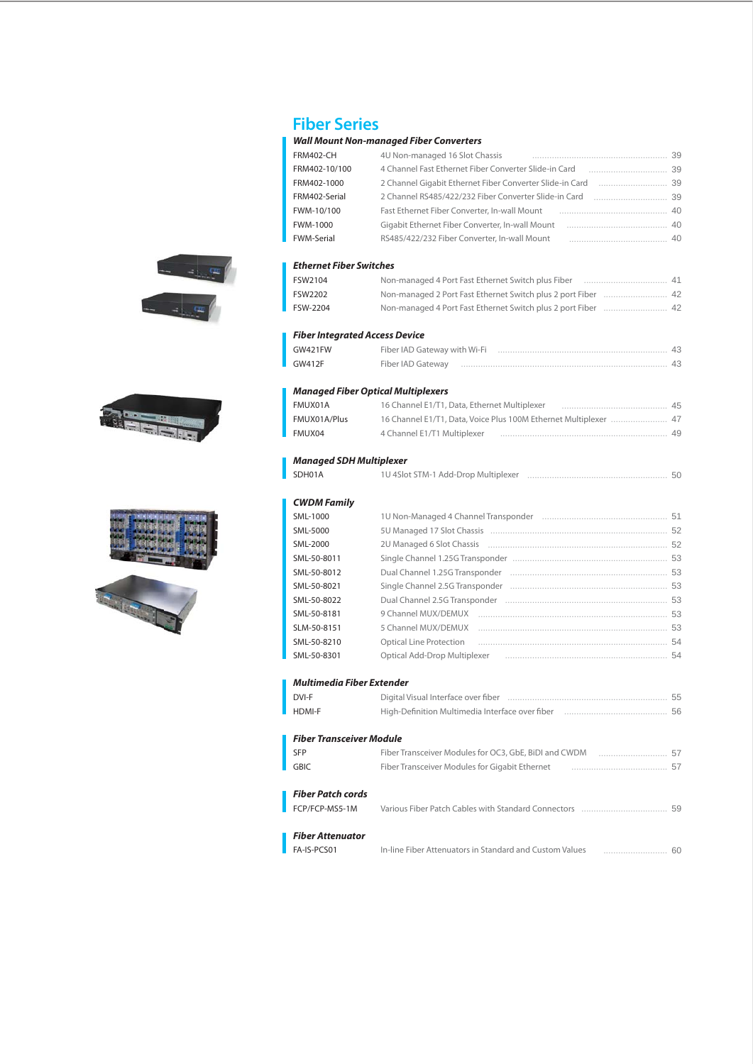# Fiber Series

### *Wall Mount Non-managed Fiber Converters*

| Model | Description | Page |
|---|---|---|
| FRM402-CH | 4U Non-managed 16 Slot Chassis | 39 |
| FRM402-10/100 | 4 Channel Fast Ethernet Fiber Converter Slide-in Card | 39 |
| FRM402-1000 | 2 Channel Gigabit Ethernet Fiber Converter Slide-in Card | 39 |
| FRM402-Serial | 2 Channel RS485/422/232 Fiber Converter Slide-in Card | 39 |
| FWM-10/100 | Fast Ethernet Fiber Converter, In-wall Mount | 40 |
| FWM-1000 | Gigabit Ethernet Fiber Converter, In-wall Mount | 40 |
| FWM-Serial | RS485/422/232 Fiber Converter, In-wall Mount | 40 |

### *Ethernet Fiber Switches*

| Model | Description | Page |
|---|---|---|
| FSW2104 | Non-managed 4 Port Fast Ethernet Switch plus Fiber | 41 |
| FSW2202 | Non-managed 2 Port Fast Ethernet Switch plus 2 port Fiber | 42 |
| FSW-2204 | Non-managed 4 Port Fast Ethernet Switch plus 2 port Fiber | 42 |

### *Fiber Integrated Access Device*

| Model | Description | Page |
|---|---|---|
| GW421FW | Fiber IAD Gateway with Wi-Fi | 43 |
| GW412F | Fiber IAD Gateway | 43 |

### *Managed Fiber Optical Multiplexers*

| Model | Description | Page |
|---|---|---|
| FMUX01A | 16 Channel E1/T1, Data, Ethernet Multiplexer | 45 |
| FMUX01A/Plus | 16 Channel E1/T1, Data, Voice Plus 100M Ethernet Multiplexer | 47 |
| FMUX04 | 4 Channel E1/T1 Multiplexer | 49 |

### *Managed SDH Multiplexer*

| Model | Description | Page |
|---|---|---|
| SDH01A | 1U 4Slot STM-1 Add-Drop Multiplexer | 50 |

### *CWDM Family*

| Model | Description | Page |
|---|---|---|
| SML-1000 | 1U Non-Managed 4 Channel Transponder | 51 |
| SML-5000 | 5U Managed 17 Slot Chassis | 52 |
| SML-2000 | 2U Managed 6 Slot Chassis | 52 |
| SML-50-8011 | Single Channel 1.25G Transponder | 53 |
| SML-50-8012 | Dual Channel 1.25G Transponder | 53 |
| SML-50-8021 | Single Channel 2.5G Transponder | 53 |
| SML-50-8022 | Dual Channel 2.5G Transponder | 53 |
| SML-50-8181 | 9 Channel MUX/DEMUX | 53 |
| SLM-50-8151 | 5 Channel MUX/DEMUX | 53 |
| SML-50-8210 | Optical Line Protection | 54 |
| SML-50-8301 | Optical Add-Drop Multiplexer | 54 |

### *Multimedia Fiber Extender*

| Model | Description | Page |
|---|---|---|
| DVI-F | Digital Visual Interface over fiber | 55 |
| HDMI-F | High-Definition Multimedia Interface over fiber | 56 |

### *Fiber Transceiver Module*

| Model | Description | Page |
|---|---|---|
| SFP | Fiber Transceiver Modules for OC3, GbE, BiDI and CWDM | 57 |
| GBIC | Fiber Transceiver Modules for Gigabit Ethernet | 57 |

### *Fiber Patch cords*

| Model | Description | Page |
|---|---|---|
| FCP/FCP-MS5-1M | Various Fiber Patch Cables with Standard Connectors | 59 |

### *Fiber Attenuator*

| Model | Description | Page |
|---|---|---|
| FA-IS-PCS01 | In-line Fiber Attenuators in Standard and Custom Values | 60 |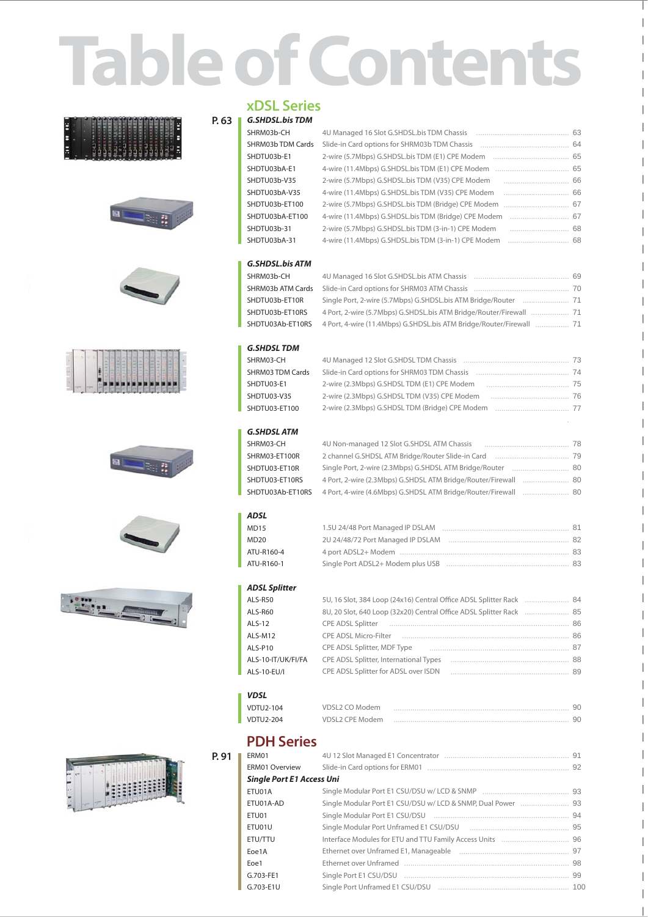# Table of Contents

## xDSL Series

P. 63

### G.SHDSL.bis TDM

| Model | Description | Page |
|---|---|---|
| SHRM03b-CH | 4U Managed 16 Slot G.SHDSL.bis TDM Chassis | 63 |
| SHRM03b TDM Cards | Slide-in Card options for SHRM03b TDM Chassis | 64 |
| SHDTU03b-E1 | 2-wire (5.7Mbps) G.SHDSL.bis TDM (E1) CPE Modem | 65 |
| SHDTU03bA-E1 | 4-wire (11.4Mbps) G.SHDSL.bis TDM (E1) CPE Modem | 65 |
| SHDTU03b-V35 | 2-wire (5.7Mbps) G.SHDSL.bis TDM (V35) CPE Modem | 66 |
| SHDTU03bA-V35 | 4-wire (11.4Mbps) G.SHDSL.bis TDM (V35) CPE Modem | 66 |
| SHDTU03b-ET100 | 2-wire (5.7Mbps) G.SHDSL.bis TDM (Bridge) CPE Modem | 67 |
| SHDTU03bA-ET100 | 4-wire (11.4Mbps) G.SHDSL.bis TDM (Bridge) CPE Modem | 67 |
| SHDTU03b-31 | 2-wire (5.7Mbps) G.SHDSL.bis TDM (3-in-1) CPE Modem | 68 |
| SHDTU03bA-31 | 4-wire (11.4Mbps) G.SHDSL.bis TDM (3-in-1) CPE Modem | 68 |

### G.SHDSL.bis ATM

| Model | Description | Page |
|---|---|---|
| SHRM03b-CH | 4U Managed 16 Slot G.SHDSL.bis ATM Chassis | 69 |
| SHRM03b ATM Cards | Slide-in Card options for SHRM03 ATM Chassis | 70 |
| SHDTU03b-ET10R | Single Port, 2-wire (5.7Mbps) G.SHDSL.bis ATM Bridge/Router | 71 |
| SHDTU03b-ET10RS | 4 Port, 2-wire (5.7Mbps) G.SHDSL.bis ATM Bridge/Router/Firewall | 71 |
| SHDTU03Ab-ET10RS | 4 Port, 4-wire (11.4Mbps) G.SHDSL.bis ATM Bridge/Router/Firewall | 71 |

### G.SHDSL TDM

| Model | Description | Page |
|---|---|---|
| SHRM03-CH | 4U Managed 12 Slot G.SHDSL TDM Chassis | 73 |
| SHRM03 TDM Cards | Slide-in Card options for SHRM03 TDM Chassis | 74 |
| SHDTU03-E1 | 2-wire (2.3Mbps) G.SHDSL TDM (E1) CPE Modem | 75 |
| SHDTU03-V35 | 2-wire (2.3Mbps) G.SHDSL TDM (V35) CPE Modem | 76 |
| SHDTU03-ET100 | 2-wire (2.3Mbps) G.SHDSL TDM (Bridge) CPE Modem | 77 |

### G.SHDSL ATM

| Model | Description | Page |
|---|---|---|
| SHRM03-CH | 4U Non-managed 12 Slot G.SHDSL ATM Chassis | 78 |
| SHRM03-ET100R | 2 channel G.SHDSL ATM Bridge/Router Slide-in Card | 79 |
| SHDTU03-ET10R | Single Port, 2-wire (2.3Mbps) G.SHDSL ATM Bridge/Router | 80 |
| SHDTU03-ET10RS | 4 Port, 2-wire (2.3Mbps) G.SHDSL ATM Bridge/Router/Firewall | 80 |
| SHDTU03Ab-ET10RS | 4 Port, 4-wire (4.6Mbps) G.SHDSL ATM Bridge/Router/Firewall | 80 |

### ADSL

| Model | Description | Page |
|---|---|---|
| MD15 | 1.5U 24/48 Port Managed IP DSLAM | 81 |
| MD20 | 2U 24/48/72 Port Managed IP DSLAM | 82 |
| ATU-R160-4 | 4 port ADSL2+ Modem | 83 |
| ATU-R160-1 | Single Port ADSL2+ Modem plus USB | 83 |

### ADSL Splitter

| Model | Description | Page |
|---|---|---|
| ALS-R50 | 5U, 16 Slot, 384 Loop (24x16) Central Office ADSL Splitter Rack | 84 |
| ALS-R60 | 8U, 20 Slot, 640 Loop (32x20) Central Office ADSL Splitter Rack | 85 |
| ALS-12 | CPE ADSL Splitter | 86 |
| ALS-M12 | CPE ADSL Micro-Filter | 86 |
| ALS-P10 | CPE ADSL Splitter, MDF Type | 87 |
| ALS-10-IT/UK/FI/FA | CPE ADSL Splitter, International Types | 88 |
| ALS-10-EU/I | CPE ADSL Splitter for ADSL over ISDN | 89 |

### VDSL

| Model | Description | Page |
|---|---|---|
| VDTU2-104 | VDSL2 CO Modem | 90 |
| VDTU2-204 | VDSL2 CPE Modem | 90 |

## PDH Series

P. 91

| Model | Description | Page |
|---|---|---|
| ERM01 | 4U 12 Slot Managed E1 Concentrator | 91 |
| ERM01 Overview | Slide-in Card options for ERM01 | 92 |

### Single Port E1 Access Uni

| Model | Description | Page |
|---|---|---|
| ETU01A | Single Modular Port E1 CSU/DSU w/ LCD & SNMP | 93 |
| ETU01A-AD | Single Modular Port E1 CSU/DSU w/ LCD & SNMP, Dual Power | 93 |
| ETU01 | Single Modular Port E1 CSU/DSU | 94 |
| ETU01U | Single Modular Port Unframed E1 CSU/DSU | 95 |
| ETU/TTU | Interface Modules for ETU and TTU Family Access Units | 96 |
| Eoe1A | Ethernet over Unframed E1, Manageable | 97 |
| Eoe1 | Ethernet over Unframed | 98 |
| G.703-FE1 | Single Port E1 CSU/DSU | 99 |
| G.703-E1U | Single Port Unframed E1 CSU/DSU | 100 |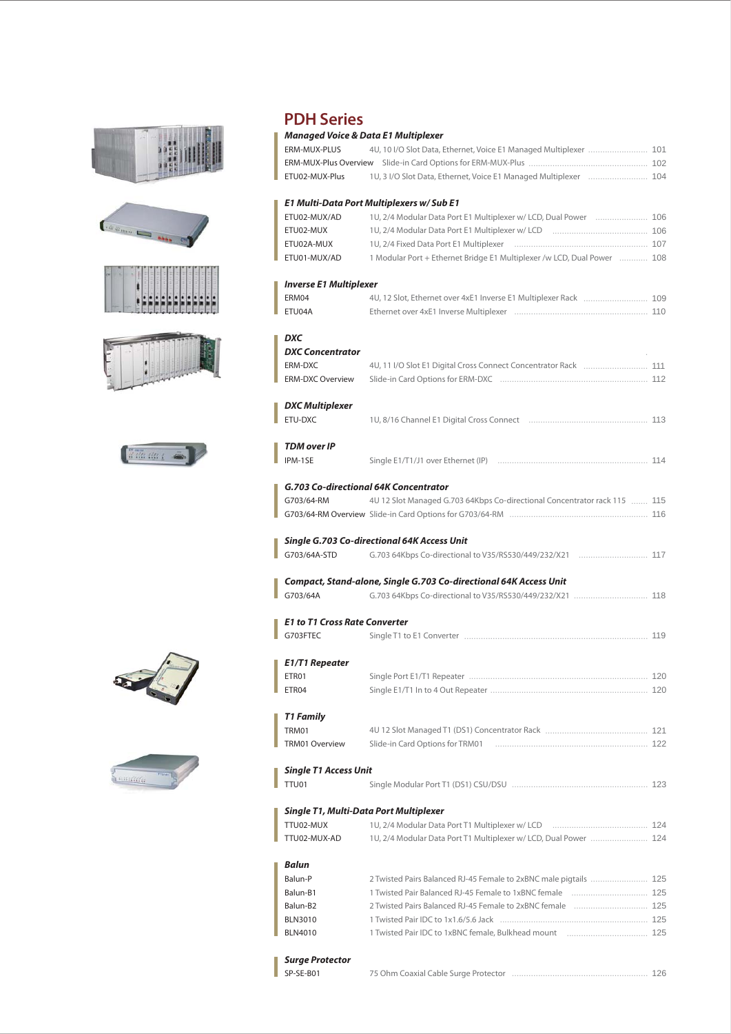# PDH Series

### *Managed Voice & Data E1 Multiplexer*

| | | |
|---|---|---|
| ERM-MUX-PLUS | 4U, 10 I/O Slot Data, Ethernet, Voice E1 Managed Multiplexer | 101 |
| ERM-MUX-Plus Overview | Slide-in Card Options for ERM-MUX-Plus | 102 |
| ETU02-MUX-Plus | 1U, 3 I/O Slot Data, Ethernet, Voice E1 Managed Multiplexer | 104 |

### *E1 Multi-Data Port Multiplexers w/ Sub E1*

| | | |
|---|---|---|
| ETU02-MUX/AD | 1U, 2/4 Modular Data Port E1 Multiplexer w/ LCD, Dual Power | 106 |
| ETU02-MUX | 1U, 2/4 Modular Data Port E1 Multiplexer w/ LCD | 106 |
| ETU02A-MUX | 1U, 2/4 Fixed Data Port E1 Multiplexer | 107 |
| ETU01-MUX/AD | 1 Modular Port + Ethernet Bridge E1 Multiplexer /w LCD, Dual Power | 108 |

### *Inverse E1 Multiplexer*

| | | |
|---|---|---|
| ERM04 | 4U, 12 Slot, Ethernet over 4xE1 Inverse E1 Multiplexer Rack | 109 |
| ETU04A | Ethernet over 4xE1 Inverse Multiplexer | 110 |

### *DXC*

### *DXC Concentrator*

| | | |
|---|---|---|
| ERM-DXC | 4U, 11 I/O Slot E1 Digital Cross Connect Concentrator Rack | 111 |
| ERM-DXC Overview | Slide-in Card Options for ERM-DXC | 112 |

### *DXC Multiplexer*

| | | |
|---|---|---|
| ETU-DXC | 1U, 8/16 Channel E1 Digital Cross Connect | 113 |

### *TDM over IP*

| | | |
|---|---|---|
| IPM-1SE | Single E1/T1/J1 over Ethernet (IP) | 114 |

### *G.703 Co-directional 64K Concentrator*

| | | |
|---|---|---|
| G703/64-RM | 4U 12 Slot Managed G.703 64Kbps Co-directional Concentrator rack 115 | 115 |
| G703/64-RM Overview | Slide-in Card Options for G703/64-RM | 116 |

### *Single G.703 Co-directional 64K Access Unit*

| | | |
|---|---|---|
| G703/64A-STD | G.703 64Kbps Co-directional to V35/RS530/449/232/X21 | 117 |

### *Compact, Stand-alone, Single G.703 Co-directional 64K Access Unit*

| | | |
|---|---|---|
| G703/64A | G.703 64Kbps Co-directional to V35/RS530/449/232/X21 | 118 |

### *E1 to T1 Cross Rate Converter*

| | | |
|---|---|---|
| G703FTEC | Single T1 to E1 Converter | 119 |

### *E1/T1 Repeater*

| | | |
|---|---|---|
| ETR01 | Single Port E1/T1 Repeater | 120 |
| ETR04 | Single E1/T1 In to 4 Out Repeater | 120 |

### *T1 Family*

| | | |
|---|---|---|
| TRM01 | 4U 12 Slot Managed T1 (DS1) Concentrator Rack | 121 |
| TRM01 Overview | Slide-in Card Options for TRM01 | 122 |

### *Single T1 Access Unit*

| | | |
|---|---|---|
| TTU01 | Single Modular Port T1 (DS1) CSU/DSU | 123 |

### *Single T1, Multi-Data Port Multiplexer*

| | | |
|---|---|---|
| TTU02-MUX | 1U, 2/4 Modular Data Port T1 Multiplexer w/ LCD | 124 |
| TTU02-MUX-AD | 1U, 2/4 Modular Data Port T1 Multiplexer w/ LCD, Dual Power | 124 |

### *Balun*

| | | |
|---|---|---|
| Balun-P | 2 Twisted Pairs Balanced RJ-45 Female to 2xBNC male pigtails | 125 |
| Balun-B1 | 1 Twisted Pair Balanced RJ-45 Female to 1xBNC female | 125 |
| Balun-B2 | 2 Twisted Pairs Balanced RJ-45 Female to 2xBNC female | 125 |
| BLN3010 | 1 Twisted Pair IDC to 1x1.6/5.6 Jack | 125 |
| BLN4010 | 1 Twisted Pair IDC to 1xBNC female, Bulkhead mount | 125 |

### *Surge Protector*

| | | |
|---|---|---|
| SP-SE-B01 | 75 Ohm Coaxial Cable Surge Protector | 126 |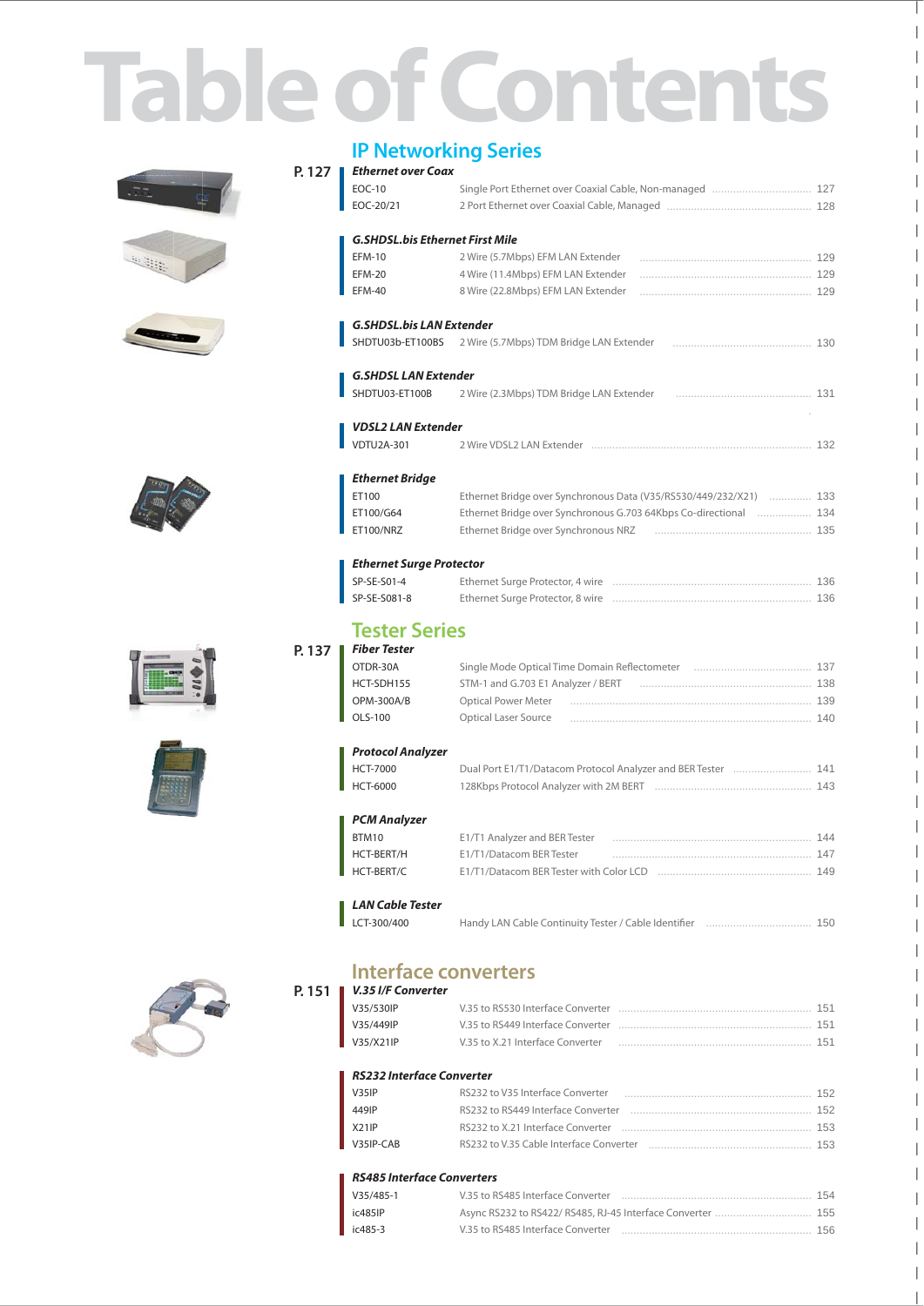# Table of Contents

## IP Networking Series

P. 127

### Ethernet over Coax

| | | |
|---|---|---|
| EOC-10 | Single Port Ethernet over Coaxial Cable, Non-managed | 127 |
| EOC-20/21 | 2 Port Ethernet over Coaxial Cable, Managed | 128 |

### G.SHDSL.bis Ethernet First Mile

| | | |
|---|---|---|
| EFM-10 | 2 Wire (5.7Mbps) EFM LAN Extender | 129 |
| EFM-20 | 4 Wire (11.4Mbps) EFM LAN Extender | 129 |
| EFM-40 | 8 Wire (22.8Mbps) EFM LAN Extender | 129 |

### G.SHDSL.bis LAN Extender

| | | |
|---|---|---|
| SHDTU03b-ET100BS | 2 Wire (5.7Mbps) TDM Bridge LAN Extender | 130 |

### G.SHDSL LAN Extender

| | | |
|---|---|---|
| SHDTU03-ET100B | 2 Wire (2.3Mbps) TDM Bridge LAN Extender | 131 |

### VDSL2 LAN Extender

| | | |
|---|---|---|
| VDTU2A-301 | 2 Wire VDSL2 LAN Extender | 132 |

### Ethernet Bridge

| | | |
|---|---|---|
| ET100 | Ethernet Bridge over Synchronous Data (V35/RS530/449/232/X21) | 133 |
| ET100/G64 | Ethernet Bridge over Synchronous G.703 64Kbps Co-directional | 134 |
| ET100/NRZ | Ethernet Bridge over Synchronous NRZ | 135 |

### Ethernet Surge Protector

| | | |
|---|---|---|
| SP-SE-S01-4 | Ethernet Surge Protector, 4 wire | 136 |
| SP-SE-S081-8 | Ethernet Surge Protector, 8 wire | 136 |

## Tester Series

P. 137

### Fiber Tester

| | | |
|---|---|---|
| OTDR-30A | Single Mode Optical Time Domain Reflectometer | 137 |
| HCT-SDH155 | STM-1 and G.703 E1 Analyzer / BERT | 138 |
| OPM-300A/B | Optical Power Meter | 139 |
| OLS-100 | Optical Laser Source | 140 |

### Protocol Analyzer

| | | |
|---|---|---|
| HCT-7000 | Dual Port E1/T1/Datacom Protocol Analyzer and BER Tester | 141 |
| HCT-6000 | 128Kbps Protocol Analyzer with 2M BERT | 143 |

### PCM Analyzer

| | | |
|---|---|---|
| BTM10 | E1/T1 Analyzer and BER Tester | 144 |
| HCT-BERT/H | E1/T1/Datacom BER Tester | 147 |
| HCT-BERT/C | E1/T1/Datacom BER Tester with Color LCD | 149 |

### LAN Cable Tester

| | | |
|---|---|---|
| LCT-300/400 | Handy LAN Cable Continuity Tester / Cable Identifier | 150 |

## Interface converters

P. 151

### V.35 I/F Converter

| | | |
|---|---|---|
| V35/530IP | V.35 to RS530 Interface Converter | 151 |
| V35/449IP | V.35 to RS449 Interface Converter | 151 |
| V35/X21IP | V.35 to X.21 Interface Converter | 151 |

### RS232 Interface Converter

| | | |
|---|---|---|
| V35IP | RS232 to V35 Interface Converter | 152 |
| 449IP | RS232 to RS449 Interface Converter | 152 |
| X21IP | RS232 to X.21 Interface Converter | 153 |
| V35IP-CAB | RS232 to V.35 Cable Interface Converter | 153 |

### RS485 Interface Converters

| | | |
|---|---|---|
| V35/485-1 | V.35 to RS485 Interface Converter | 154 |
| ic485IP | Async RS232 to RS422/ RS485, RJ-45 Interface Converter | 155 |
| ic485-3 | V.35 to RS485 Interface Converter | 156 |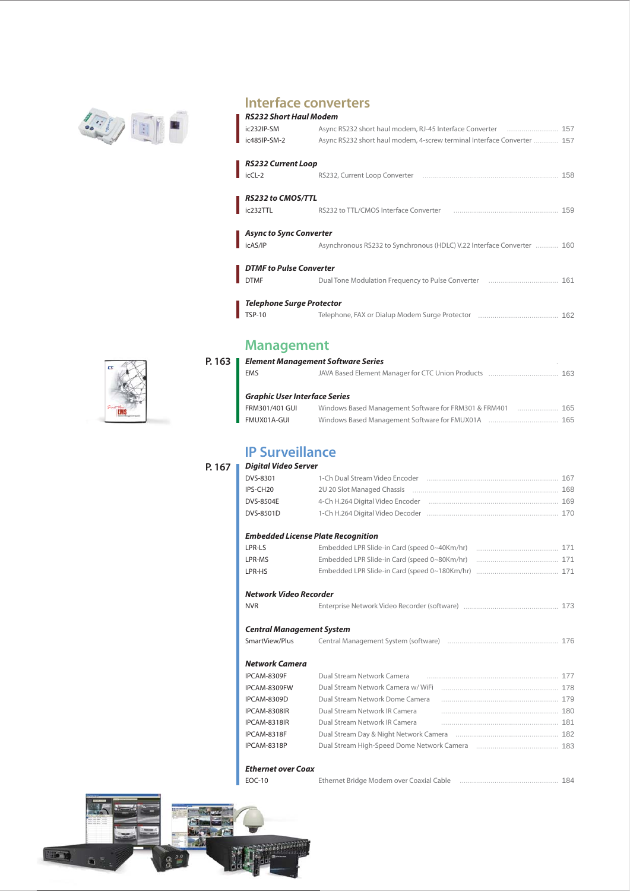## Interface converters

### RS232 Short Haul Modem

| | | |
|---|---|---|
| ic232IP-SM | Async RS232 short haul modem, RJ-45 Interface Converter | 157 |
| ic485IP-SM-2 | Async RS232 short haul modem, 4-screw terminal Interface Converter | 157 |

### RS232 Current Loop

| | | |
|---|---|---|
| icCL-2 | RS232, Current Loop Converter | 158 |

### RS232 to CMOS/TTL

| | | |
|---|---|---|
| ic232TTL | RS232 to TTL/CMOS Interface Converter | 159 |

### Async to Sync Converter

| | | |
|---|---|---|
| icAS/IP | Asynchronous RS232 to Synchronous (HDLC) V.22 Interface Converter | 160 |

### DTMF to Pulse Converter

| | | |
|---|---|---|
| DTMF | Dual Tone Modulation Frequency to Pulse Converter | 161 |

### Telephone Surge Protector

| | | |
|---|---|---|
| TSP-10 | Telephone, FAX or Dialup Modem Surge Protector | 162 |

## Management

P. 163

### Element Management Software Series

| | | |
|---|---|---|
| EMS | JAVA Based Element Manager for CTC Union Products | 163 |

### Graphic User Interface Series

| | | |
|---|---|---|
| FRM301/401 GUI | Windows Based Management Software for FRM301 & FRM401 | 165 |
| FMUX01A-GUI | Windows Based Management Software for FMUX01A | 165 |

## IP Surveillance

P. 167

### Digital Video Server

| | | |
|---|---|---|
| DVS-8301 | 1-Ch Dual Stream Video Encoder | 167 |
| IPS-CH20 | 2U 20 Slot Managed Chassis | 168 |
| DVS-8504E | 4-Ch H.264 Digital Video Encoder | 169 |
| DVS-8501D | 1-Ch H.264 Digital Video Decoder | 170 |

### Embedded License Plate Recognition

| | | |
|---|---|---|
| LPR-LS | Embedded LPR Slide-in Card (speed 0~40Km/hr) | 171 |
| LPR-MS | Embedded LPR Slide-in Card (speed 0~80Km/hr) | 171 |
| LPR-HS | Embedded LPR Slide-in Card (speed 0~180Km/hr) | 171 |

### Network Video Recorder

| | | |
|---|---|---|
| NVR | Enterprise Network Video Recorder (software) | 173 |

### Central Management System

| | | |
|---|---|---|
| SmartView/Plus | Central Management System (software) | 176 |

### Network Camera

| | | |
|---|---|---|
| IPCAM-8309F | Dual Stream Network Camera | 177 |
| IPCAM-8309FW | Dual Stream Network Camera w/ WiFi | 178 |
| IPCAM-8309D | Dual Stream Network Dome Camera | 179 |
| IPCAM-8308IR | Dual Stream Network IR Camera | 180 |
| IPCAM-8318IR | Dual Stream Network IR Camera | 181 |
| IPCAM-8318F | Dual Stream Day & Night Network Camera | 182 |
| IPCAM-8318P | Dual Stream High-Speed Dome Network Camera | 183 |

### Ethernet over Coax

| | | |
|---|---|---|
| EOC-10 | Ethernet Bridge Modem over Coaxial Cable | 184 |